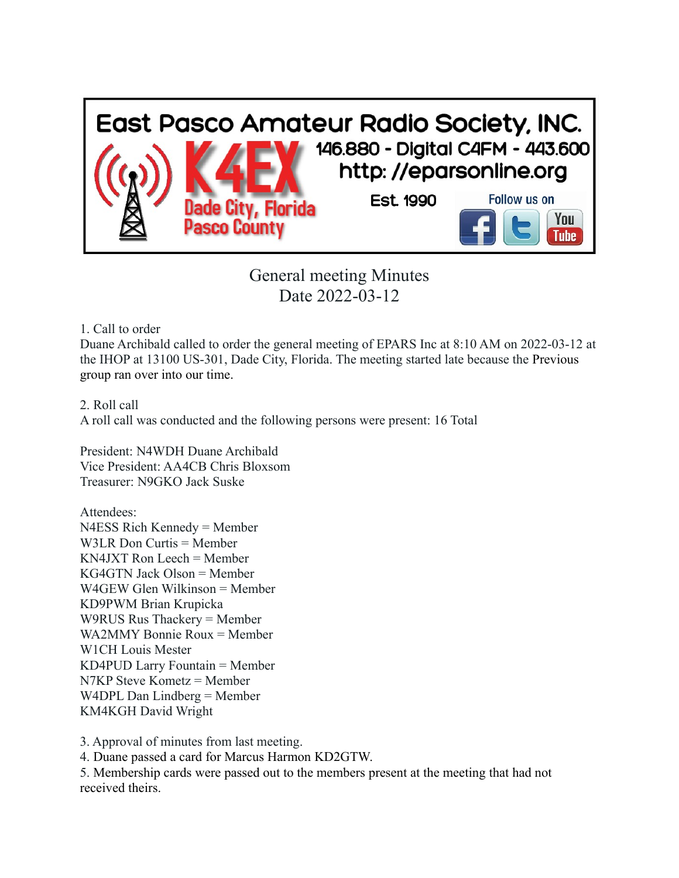East Pasco Amateur Radio Society, INC.

K4EX

146.880 - Digital C4FM - 443.600

http: //eparsonline.org

Dade City, Florida
Pasco County

Est. 1990

Follow us on

# General meeting Minutes
## Date 2022-03-12

1. Call to order

Duane Archibald called to order the general meeting of EPARS Inc at 8:10 AM on 2022-03-12 at the IHOP at 13100 US-301, Dade City, Florida. The meeting started late because the Previous group ran over into our time.

2. Roll call

A roll call was conducted and the following persons were present: 16 Total

President: N4WDH Duane Archibald
Vice President: AA4CB Chris Bloxsom
Treasurer: N9GKO Jack Suske

Attendees:
N4ESS Rich Kennedy = Member
W3LR Don Curtis = Member
KN4JXT Ron Leech = Member
KG4GTN Jack Olson = Member
W4GEW Glen Wilkinson = Member
KD9PWM Brian Krupicka
W9RUS Rus Thackery = Member
WA2MMY Bonnie Roux = Member
W1CH Louis Mester
KD4PUD Larry Fountain = Member
N7KP Steve Kometz = Member
W4DPL Dan Lindberg = Member
KM4KGH David Wright

3. Approval of minutes from last meeting.
4. Duane passed a card for Marcus Harmon KD2GTW.
5. Membership cards were passed out to the members present at the meeting that had not received theirs.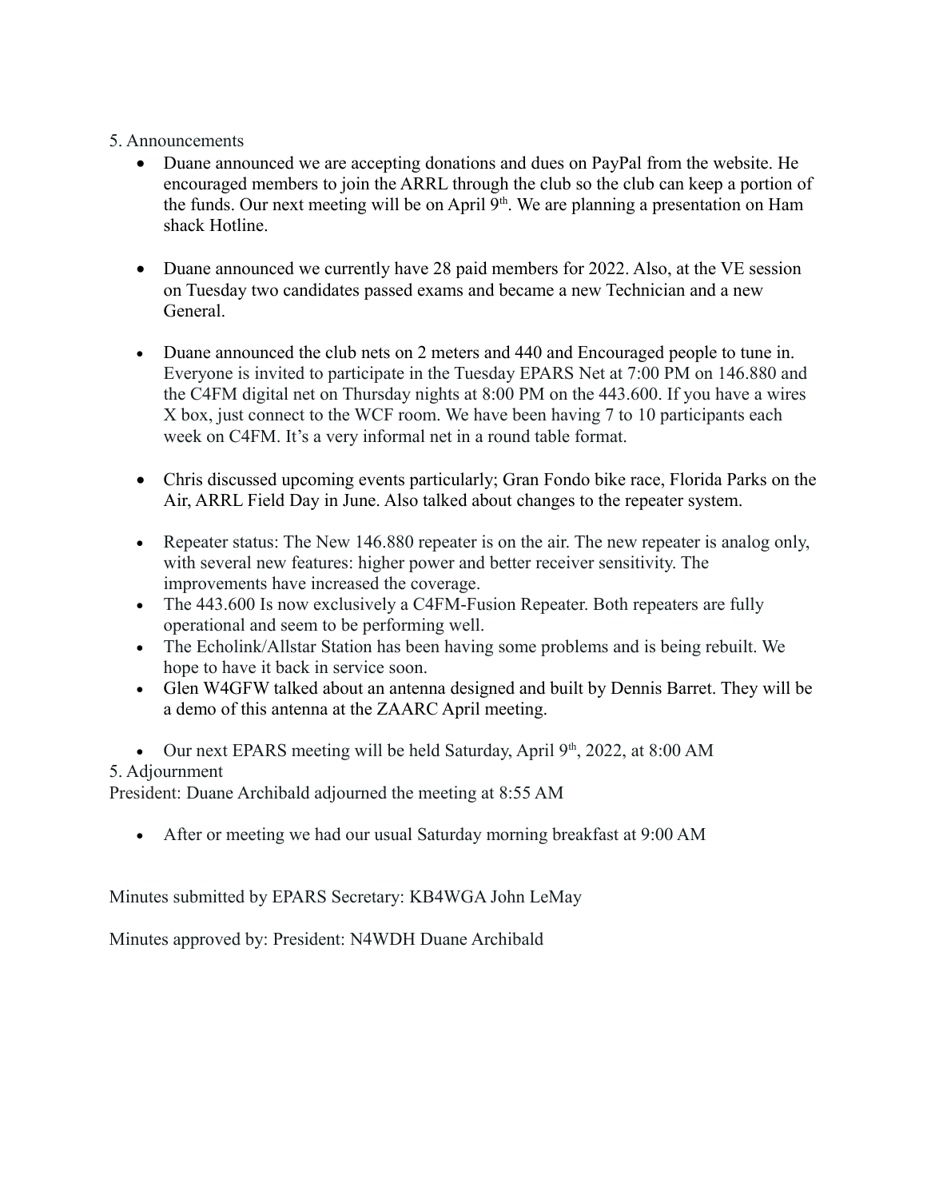5. Announcements

- Duane announced we are accepting donations and dues on PayPal from the website. He encouraged members to join the ARRL through the club so the club can keep a portion of the funds. Our next meeting will be on April 9th. We are planning a presentation on Ham shack Hotline.
- Duane announced we currently have 28 paid members for 2022. Also, at the VE session on Tuesday two candidates passed exams and became a new Technician and a new General.
- Duane announced the club nets on 2 meters and 440 and Encouraged people to tune in. Everyone is invited to participate in the Tuesday EPARS Net at 7:00 PM on 146.880 and the C4FM digital net on Thursday nights at 8:00 PM on the 443.600. If you have a wires X box, just connect to the WCF room. We have been having 7 to 10 participants each week on C4FM. It's a very informal net in a round table format.
- Chris discussed upcoming events particularly; Gran Fondo bike race, Florida Parks on the Air, ARRL Field Day in June. Also talked about changes to the repeater system.
- Repeater status: The New 146.880 repeater is on the air. The new repeater is analog only, with several new features: higher power and better receiver sensitivity. The improvements have increased the coverage.
- The 443.600 Is now exclusively a C4FM-Fusion Repeater. Both repeaters are fully operational and seem to be performing well.
- The Echolink/Allstar Station has been having some problems and is being rebuilt. We hope to have it back in service soon.
- Glen W4GFW talked about an antenna designed and built by Dennis Barret. They will be a demo of this antenna at the ZAARC April meeting.
- Our next EPARS meeting will be held Saturday, April 9th, 2022, at 8:00 AM

5. Adjournment

President: Duane Archibald adjourned the meeting at 8:55 AM

- After or meeting we had our usual Saturday morning breakfast at 9:00 AM

Minutes submitted by EPARS Secretary: KB4WGA John LeMay

Minutes approved by: President: N4WDH Duane Archibald